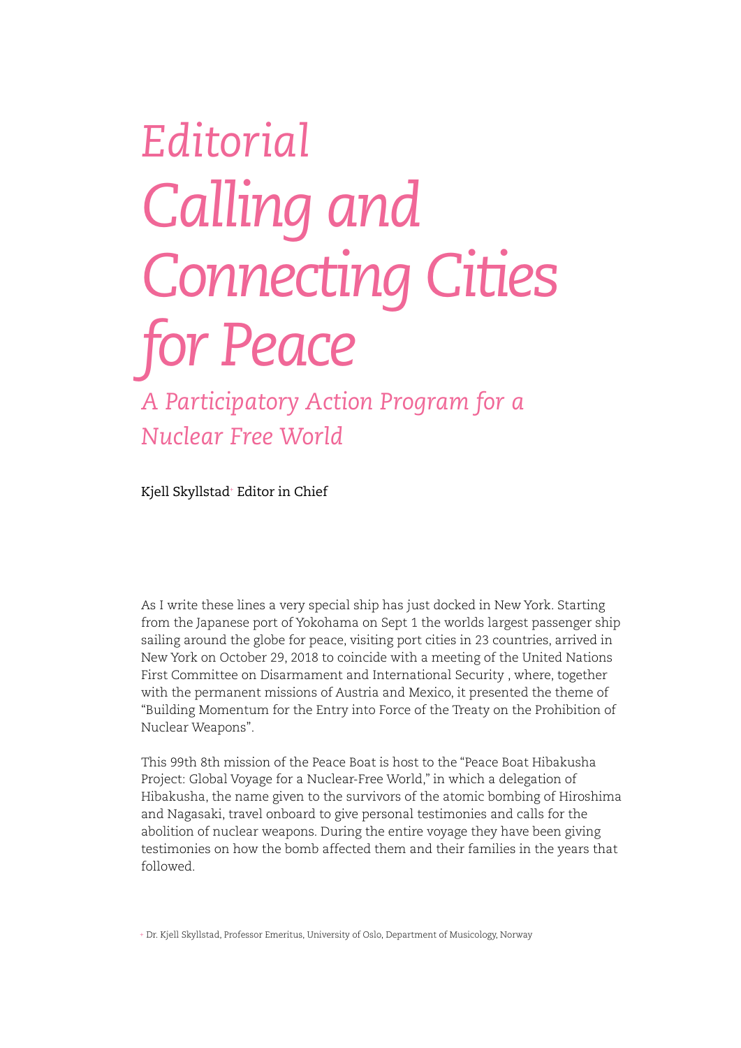# *Editorial*

# *Calling and Connecting Cities for Peace*

## *A Participatory Action Program for a Nuclear Free World*

Kjell Skyllstad[+] Editor in Chief

As I write these lines a very special ship has just docked in New York. Starting from the Japanese port of Yokohama on Sept 1 the worlds largest passenger ship sailing around the globe for peace, visiting port cities in 23 countries, arrived in New York on October 29, 2018 to coincide with a meeting of the United Nations First Committee on Disarmament and International Security , where, together with the permanent missions of Austria and Mexico, it presented the theme of "Building Momentum for the Entry into Force of the Treaty on the Prohibition of Nuclear Weapons".

This 99th 8th mission of the Peace Boat is host to the "Peace Boat Hibakusha Project: Global Voyage for a Nuclear-Free World," in which a delegation of Hibakusha, the name given to the survivors of the atomic bombing of Hiroshima and Nagasaki, travel onboard to give personal testimonies and calls for the abolition of nuclear weapons. During the entire voyage they have been giving testimonies on how the bomb affected them and their families in the years that followed.

[+] Dr. Kjell Skyllstad, Professor Emeritus, University of Oslo, Department of Musicology, Norway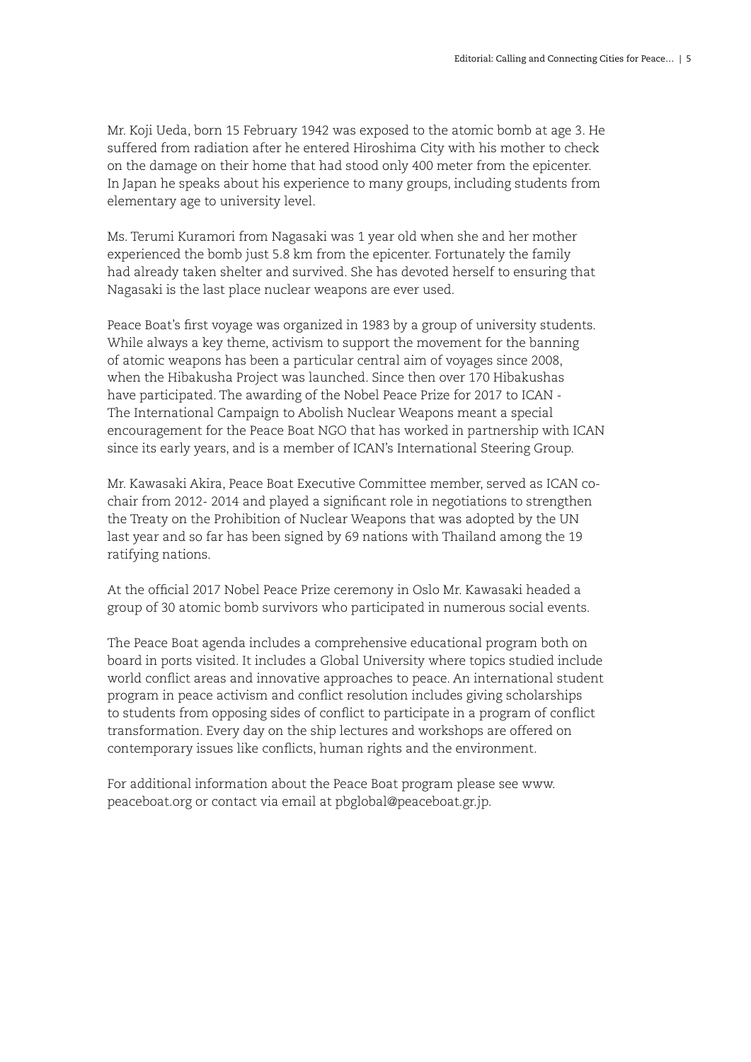Mr. Koji Ueda, born 15 February 1942 was exposed to the atomic bomb at age 3. He suffered from radiation after he entered Hiroshima City with his mother to check on the damage on their home that had stood only 400 meter from the epicenter. In Japan he speaks about his experience to many groups, including students from elementary age to university level.

Ms. Terumi Kuramori from Nagasaki was 1 year old when she and her mother experienced the bomb just 5.8 km from the epicenter. Fortunately the family had already taken shelter and survived. She has devoted herself to ensuring that Nagasaki is the last place nuclear weapons are ever used.

Peace Boat's first voyage was organized in 1983 by a group of university students. While always a key theme, activism to support the movement for the banning of atomic weapons has been a particular central aim of voyages since 2008, when the Hibakusha Project was launched. Since then over 170 Hibakushas have participated. The awarding of the Nobel Peace Prize for 2017 to ICAN - The International Campaign to Abolish Nuclear Weapons meant a special encouragement for the Peace Boat NGO that has worked in partnership with ICAN since its early years, and is a member of ICAN's International Steering Group.

Mr. Kawasaki Akira, Peace Boat Executive Committee member, served as ICAN co-chair from 2012- 2014 and played a significant role in negotiations to strengthen the Treaty on the Prohibition of Nuclear Weapons that was adopted by the UN last year and so far has been signed by 69 nations with Thailand among the 19 ratifying nations.

At the official 2017 Nobel Peace Prize ceremony in Oslo Mr. Kawasaki headed a group of 30 atomic bomb survivors who participated in numerous social events.

The Peace Boat agenda includes a comprehensive educational program both on board in ports visited. It includes a Global University where topics studied include world conflict areas and innovative approaches to peace. An international student program in peace activism and conflict resolution includes giving scholarships to students from opposing sides of conflict to participate in a program of conflict transformation. Every day on the ship lectures and workshops are offered on contemporary issues like conflicts, human rights and the environment.

For additional information about the Peace Boat program please see www.peaceboat.org or contact via email at pbglobal@peaceboat.gr.jp.